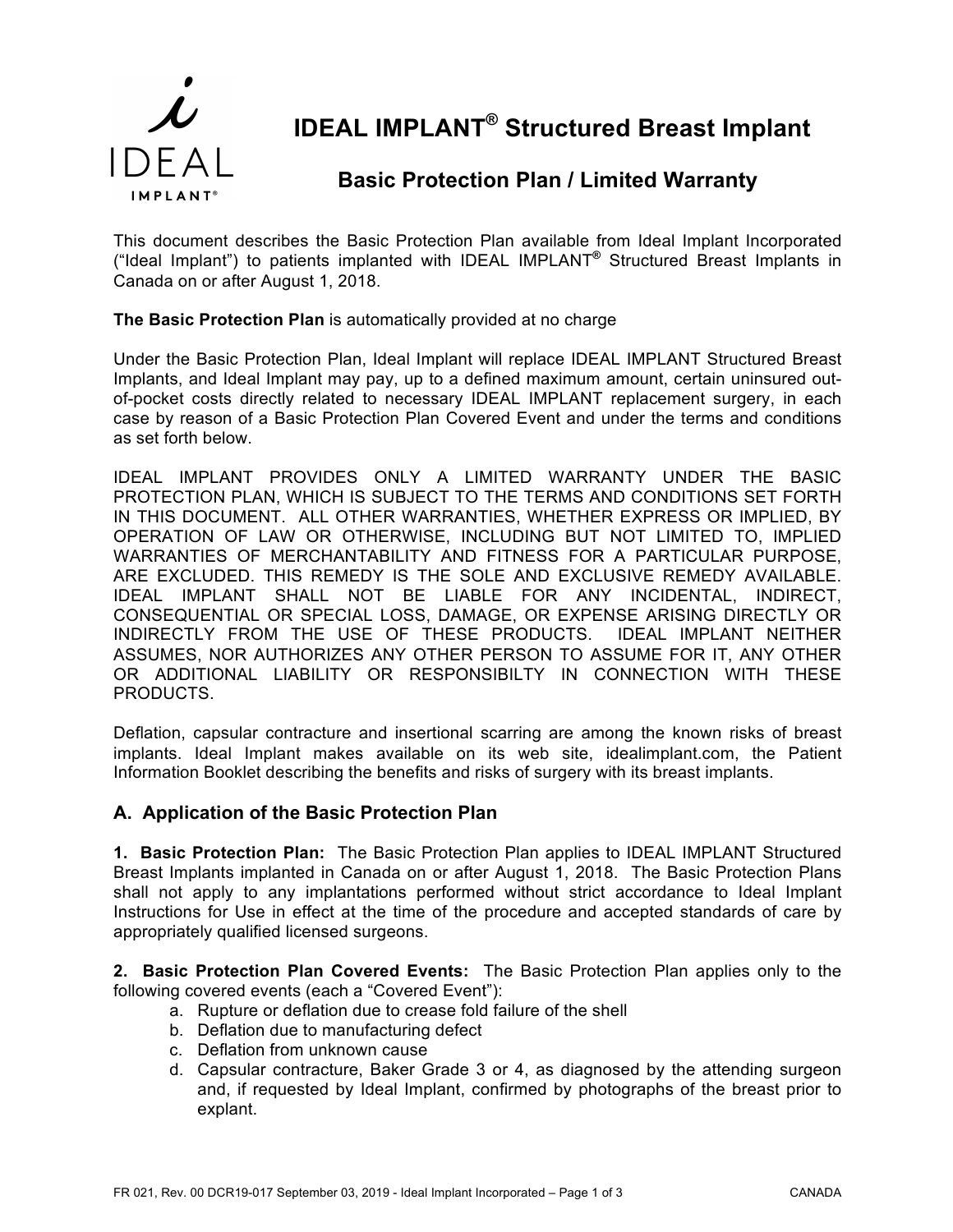# IDEAL IMPLANT® Structured Breast Implant

## Basic Protection Plan / Limited Warranty

This document describes the Basic Protection Plan available from Ideal Implant Incorporated ("Ideal Implant") to patients implanted with IDEAL IMPLANT® Structured Breast Implants in Canada on or after August 1, 2018.

**The Basic Protection Plan** is automatically provided at no charge

Under the Basic Protection Plan, Ideal Implant will replace IDEAL IMPLANT Structured Breast Implants, and Ideal Implant may pay, up to a defined maximum amount, certain uninsured out-of-pocket costs directly related to necessary IDEAL IMPLANT replacement surgery, in each case by reason of a Basic Protection Plan Covered Event and under the terms and conditions as set forth below.

IDEAL IMPLANT PROVIDES ONLY A LIMITED WARRANTY UNDER THE BASIC PROTECTION PLAN, WHICH IS SUBJECT TO THE TERMS AND CONDITIONS SET FORTH IN THIS DOCUMENT. ALL OTHER WARRANTIES, WHETHER EXPRESS OR IMPLIED, BY OPERATION OF LAW OR OTHERWISE, INCLUDING BUT NOT LIMITED TO, IMPLIED WARRANTIES OF MERCHANTABILITY AND FITNESS FOR A PARTICULAR PURPOSE, ARE EXCLUDED. THIS REMEDY IS THE SOLE AND EXCLUSIVE REMEDY AVAILABLE. IDEAL IMPLANT SHALL NOT BE LIABLE FOR ANY INCIDENTAL, INDIRECT, CONSEQUENTIAL OR SPECIAL LOSS, DAMAGE, OR EXPENSE ARISING DIRECTLY OR INDIRECTLY FROM THE USE OF THESE PRODUCTS. IDEAL IMPLANT NEITHER ASSUMES, NOR AUTHORIZES ANY OTHER PERSON TO ASSUME FOR IT, ANY OTHER OR ADDITIONAL LIABILITY OR RESPONSIBILTY IN CONNECTION WITH THESE PRODUCTS.

Deflation, capsular contracture and insertional scarring are among the known risks of breast implants. Ideal Implant makes available on its web site, idealimplant.com, the Patient Information Booklet describing the benefits and risks of surgery with its breast implants.

### A. Application of the Basic Protection Plan

**1. Basic Protection Plan:** The Basic Protection Plan applies to IDEAL IMPLANT Structured Breast Implants implanted in Canada on or after August 1, 2018. The Basic Protection Plans shall not apply to any implantations performed without strict accordance to Ideal Implant Instructions for Use in effect at the time of the procedure and accepted standards of care by appropriately qualified licensed surgeons.

**2. Basic Protection Plan Covered Events:** The Basic Protection Plan applies only to the following covered events (each a "Covered Event"):

a. Rupture or deflation due to crease fold failure of the shell
b. Deflation due to manufacturing defect
c. Deflation from unknown cause
d. Capsular contracture, Baker Grade 3 or 4, as diagnosed by the attending surgeon and, if requested by Ideal Implant, confirmed by photographs of the breast prior to explant.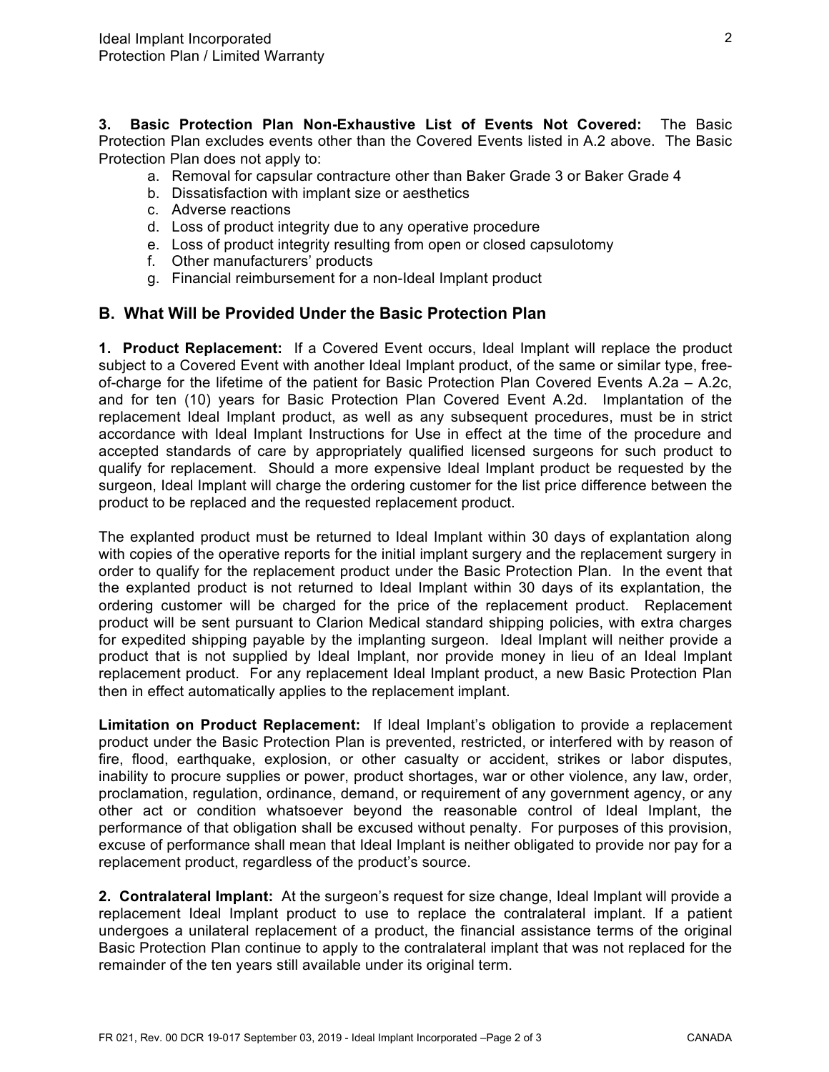**3. Basic Protection Plan Non-Exhaustive List of Events Not Covered:** The Basic Protection Plan excludes events other than the Covered Events listed in A.2 above. The Basic Protection Plan does not apply to:

a. Removal for capsular contracture other than Baker Grade 3 or Baker Grade 4
b. Dissatisfaction with implant size or aesthetics
c. Adverse reactions
d. Loss of product integrity due to any operative procedure
e. Loss of product integrity resulting from open or closed capsulotomy
f. Other manufacturers' products
g. Financial reimbursement for a non-Ideal Implant product

## B. What Will be Provided Under the Basic Protection Plan

**1. Product Replacement:** If a Covered Event occurs, Ideal Implant will replace the product subject to a Covered Event with another Ideal Implant product, of the same or similar type, free-of-charge for the lifetime of the patient for Basic Protection Plan Covered Events A.2a – A.2c, and for ten (10) years for Basic Protection Plan Covered Event A.2d. Implantation of the replacement Ideal Implant product, as well as any subsequent procedures, must be in strict accordance with Ideal Implant Instructions for Use in effect at the time of the procedure and accepted standards of care by appropriately qualified licensed surgeons for such product to qualify for replacement. Should a more expensive Ideal Implant product be requested by the surgeon, Ideal Implant will charge the ordering customer for the list price difference between the product to be replaced and the requested replacement product.

The explanted product must be returned to Ideal Implant within 30 days of explantation along with copies of the operative reports for the initial implant surgery and the replacement surgery in order to qualify for the replacement product under the Basic Protection Plan. In the event that the explanted product is not returned to Ideal Implant within 30 days of its explantation, the ordering customer will be charged for the price of the replacement product. Replacement product will be sent pursuant to Clarion Medical standard shipping policies, with extra charges for expedited shipping payable by the implanting surgeon. Ideal Implant will neither provide a product that is not supplied by Ideal Implant, nor provide money in lieu of an Ideal Implant replacement product. For any replacement Ideal Implant product, a new Basic Protection Plan then in effect automatically applies to the replacement implant.

**Limitation on Product Replacement:** If Ideal Implant's obligation to provide a replacement product under the Basic Protection Plan is prevented, restricted, or interfered with by reason of fire, flood, earthquake, explosion, or other casualty or accident, strikes or labor disputes, inability to procure supplies or power, product shortages, war or other violence, any law, order, proclamation, regulation, ordinance, demand, or requirement of any government agency, or any other act or condition whatsoever beyond the reasonable control of Ideal Implant, the performance of that obligation shall be excused without penalty. For purposes of this provision, excuse of performance shall mean that Ideal Implant is neither obligated to provide nor pay for a replacement product, regardless of the product's source.

**2. Contralateral Implant:** At the surgeon's request for size change, Ideal Implant will provide a replacement Ideal Implant product to use to replace the contralateral implant. If a patient undergoes a unilateral replacement of a product, the financial assistance terms of the original Basic Protection Plan continue to apply to the contralateral implant that was not replaced for the remainder of the ten years still available under its original term.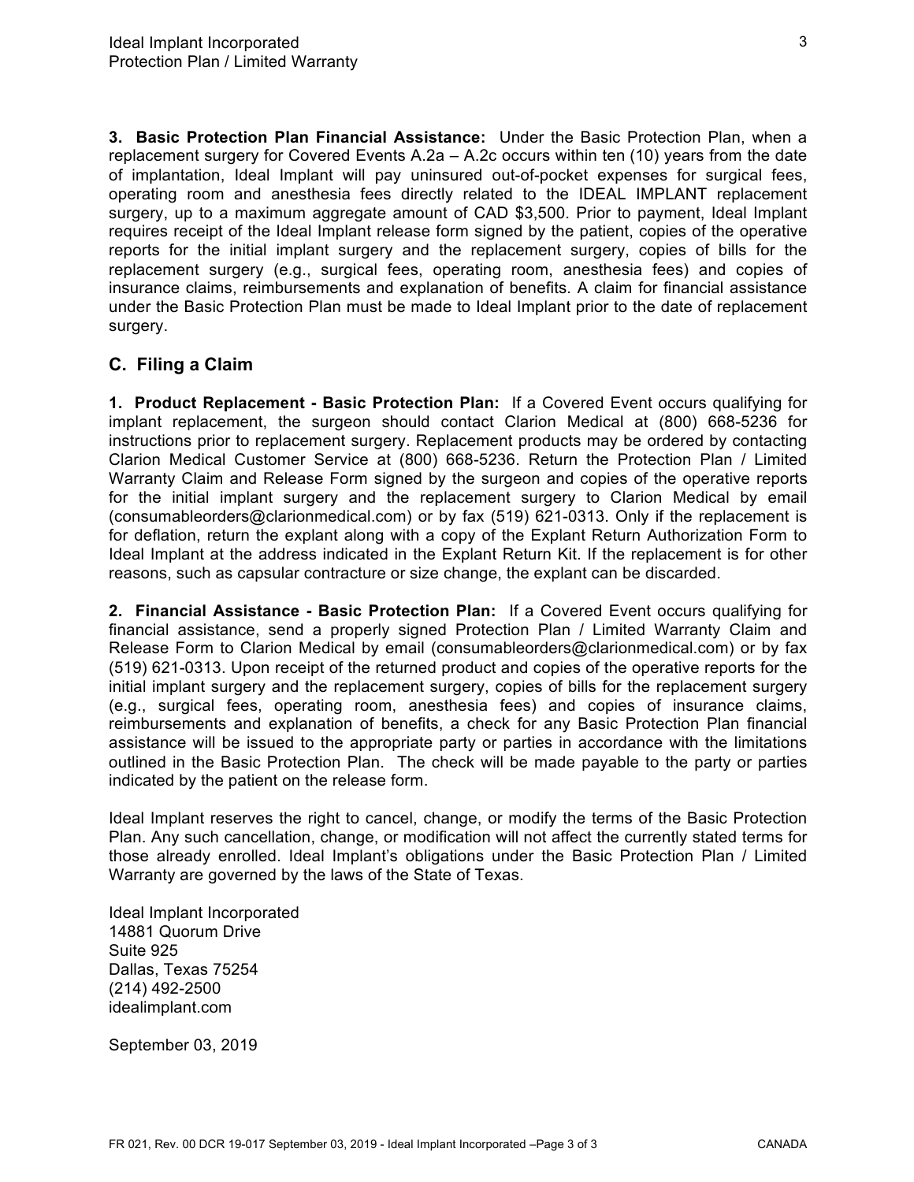**3. Basic Protection Plan Financial Assistance:** Under the Basic Protection Plan, when a replacement surgery for Covered Events A.2a – A.2c occurs within ten (10) years from the date of implantation, Ideal Implant will pay uninsured out-of-pocket expenses for surgical fees, operating room and anesthesia fees directly related to the IDEAL IMPLANT replacement surgery, up to a maximum aggregate amount of CAD $3,500. Prior to payment, Ideal Implant requires receipt of the Ideal Implant release form signed by the patient, copies of the operative reports for the initial implant surgery and the replacement surgery, copies of bills for the replacement surgery (e.g., surgical fees, operating room, anesthesia fees) and copies of insurance claims, reimbursements and explanation of benefits. A claim for financial assistance under the Basic Protection Plan must be made to Ideal Implant prior to the date of replacement surgery.

## C. Filing a Claim

**1. Product Replacement - Basic Protection Plan:** If a Covered Event occurs qualifying for implant replacement, the surgeon should contact Clarion Medical at (800) 668-5236 for instructions prior to replacement surgery. Replacement products may be ordered by contacting Clarion Medical Customer Service at (800) 668-5236. Return the Protection Plan / Limited Warranty Claim and Release Form signed by the surgeon and copies of the operative reports for the initial implant surgery and the replacement surgery to Clarion Medical by email (consumableorders@clarionmedical.com) or by fax (519) 621-0313. Only if the replacement is for deflation, return the explant along with a copy of the Explant Return Authorization Form to Ideal Implant at the address indicated in the Explant Return Kit. If the replacement is for other reasons, such as capsular contracture or size change, the explant can be discarded.

**2. Financial Assistance - Basic Protection Plan:** If a Covered Event occurs qualifying for financial assistance, send a properly signed Protection Plan / Limited Warranty Claim and Release Form to Clarion Medical by email (consumableorders@clarionmedical.com) or by fax (519) 621-0313. Upon receipt of the returned product and copies of the operative reports for the initial implant surgery and the replacement surgery, copies of bills for the replacement surgery (e.g., surgical fees, operating room, anesthesia fees) and copies of insurance claims, reimbursements and explanation of benefits, a check for any Basic Protection Plan financial assistance will be issued to the appropriate party or parties in accordance with the limitations outlined in the Basic Protection Plan. The check will be made payable to the party or parties indicated by the patient on the release form.

Ideal Implant reserves the right to cancel, change, or modify the terms of the Basic Protection Plan. Any such cancellation, change, or modification will not affect the currently stated terms for those already enrolled. Ideal Implant's obligations under the Basic Protection Plan / Limited Warranty are governed by the laws of the State of Texas.

Ideal Implant Incorporated
14881 Quorum Drive
Suite 925
Dallas, Texas 75254
(214) 492-2500
idealimplant.com

September 03, 2019